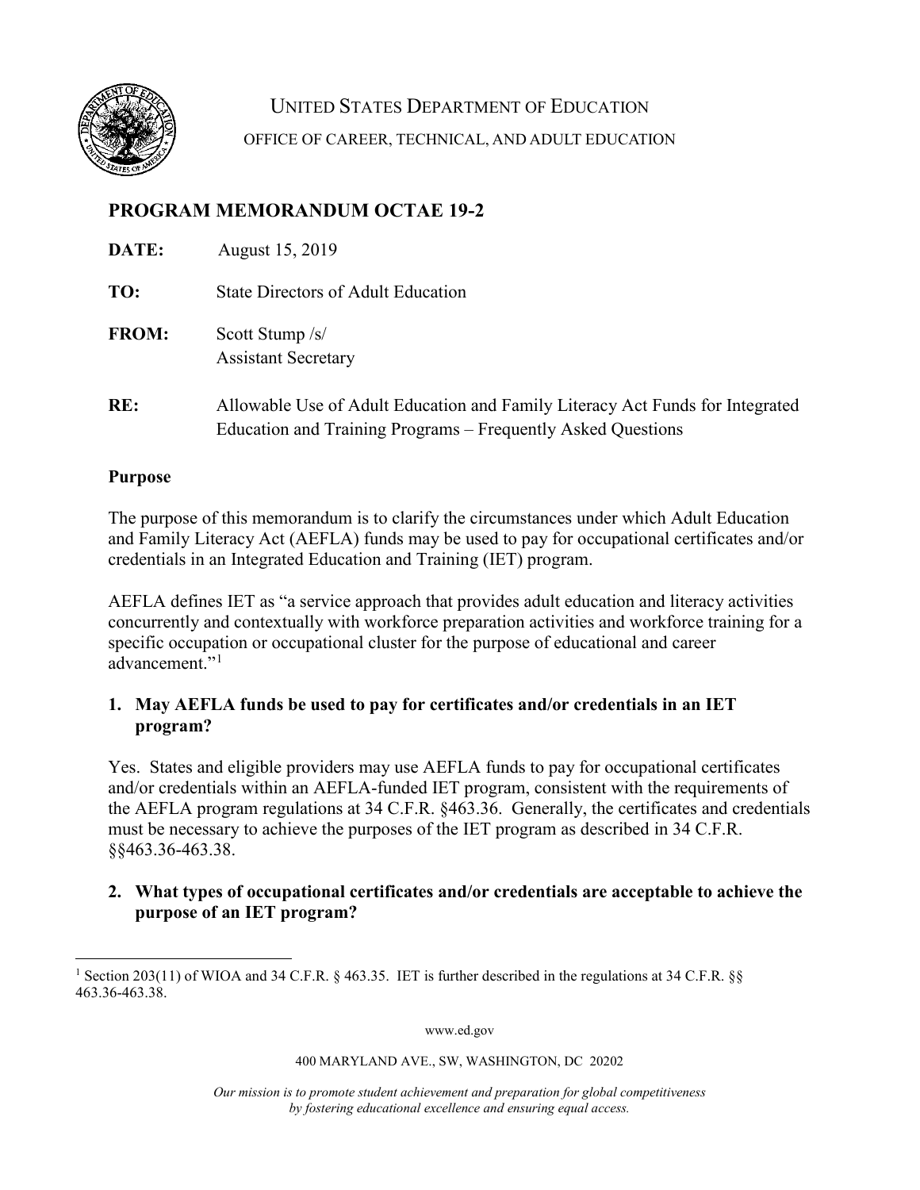UNITED STATES DEPARTMENT OF EDUCATION

OFFICE OF CAREER, TECHNICAL, AND ADULT EDUCATION

# PROGRAM MEMORANDUM OCTAE 19-2

**DATE:** August 15, 2019

**TO:** State Directors of Adult Education

**FROM:** Scott Stump /s/
Assistant Secretary

**RE:** Allowable Use of Adult Education and Family Literacy Act Funds for Integrated Education and Training Programs – Frequently Asked Questions

## Purpose

The purpose of this memorandum is to clarify the circumstances under which Adult Education and Family Literacy Act (AEFLA) funds may be used to pay for occupational certificates and/or credentials in an Integrated Education and Training (IET) program.

AEFLA defines IET as "a service approach that provides adult education and literacy activities concurrently and contextually with workforce preparation activities and workforce training for a specific occupation or occupational cluster for the purpose of educational and career advancement."[1]

### 1. May AEFLA funds be used to pay for certificates and/or credentials in an IET program?

Yes. States and eligible providers may use AEFLA funds to pay for occupational certificates and/or credentials within an AEFLA-funded IET program, consistent with the requirements of the AEFLA program regulations at 34 C.F.R. §463.36. Generally, the certificates and credentials must be necessary to achieve the purposes of the IET program as described in 34 C.F.R. §§463.36-463.38.

### 2. What types of occupational certificates and/or credentials are acceptable to achieve the purpose of an IET program?

[1] Section 203(11) of WIOA and 34 C.F.R. § 463.35. IET is further described in the regulations at 34 C.F.R. §§ 463.36-463.38.

www.ed.gov

400 MARYLAND AVE., SW, WASHINGTON, DC 20202

*Our mission is to promote student achievement and preparation for global competitiveness by fostering educational excellence and ensuring equal access.*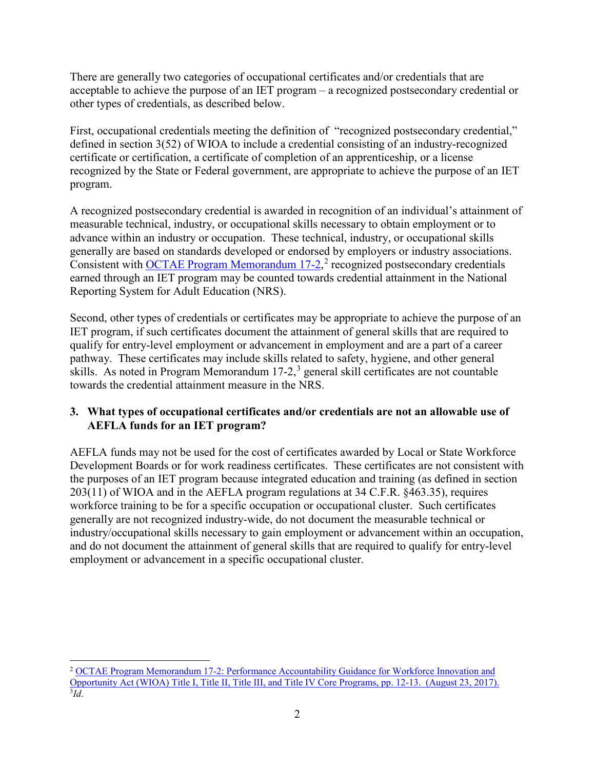There are generally two categories of occupational certificates and/or credentials that are acceptable to achieve the purpose of an IET program – a recognized postsecondary credential or other types of credentials, as described below.

First, occupational credentials meeting the definition of "recognized postsecondary credential," defined in section 3(52) of WIOA to include a credential consisting of an industry-recognized certificate or certification, a certificate of completion of an apprenticeship, or a license recognized by the State or Federal government, are appropriate to achieve the purpose of an IET program.

A recognized postsecondary credential is awarded in recognition of an individual's attainment of measurable technical, industry, or occupational skills necessary to obtain employment or to advance within an industry or occupation. These technical, industry, or occupational skills generally are based on standards developed or endorsed by employers or industry associations. Consistent with OCTAE Program Memorandum 17-2,[2] recognized postsecondary credentials earned through an IET program may be counted towards credential attainment in the National Reporting System for Adult Education (NRS).

Second, other types of credentials or certificates may be appropriate to achieve the purpose of an IET program, if such certificates document the attainment of general skills that are required to qualify for entry-level employment or advancement in employment and are a part of a career pathway. These certificates may include skills related to safety, hygiene, and other general skills. As noted in Program Memorandum 17-2,[3] general skill certificates are not countable towards the credential attainment measure in the NRS.

**3. What types of occupational certificates and/or credentials are not an allowable use of AEFLA funds for an IET program?**

AEFLA funds may not be used for the cost of certificates awarded by Local or State Workforce Development Boards or for work readiness certificates. These certificates are not consistent with the purposes of an IET program because integrated education and training (as defined in section 203(11) of WIOA and in the AEFLA program regulations at 34 C.F.R. §463.35), requires workforce training to be for a specific occupation or occupational cluster. Such certificates generally are not recognized industry-wide, do not document the measurable technical or industry/occupational skills necessary to gain employment or advancement within an occupation, and do not document the attainment of general skills that are required to qualify for entry-level employment or advancement in a specific occupational cluster.

---

[2] OCTAE Program Memorandum 17-2: Performance Accountability Guidance for Workforce Innovation and Opportunity Act (WIOA) Title I, Title II, Title III, and Title IV Core Programs, pp. 12-13. (August 23, 2017).

[3] *Id*.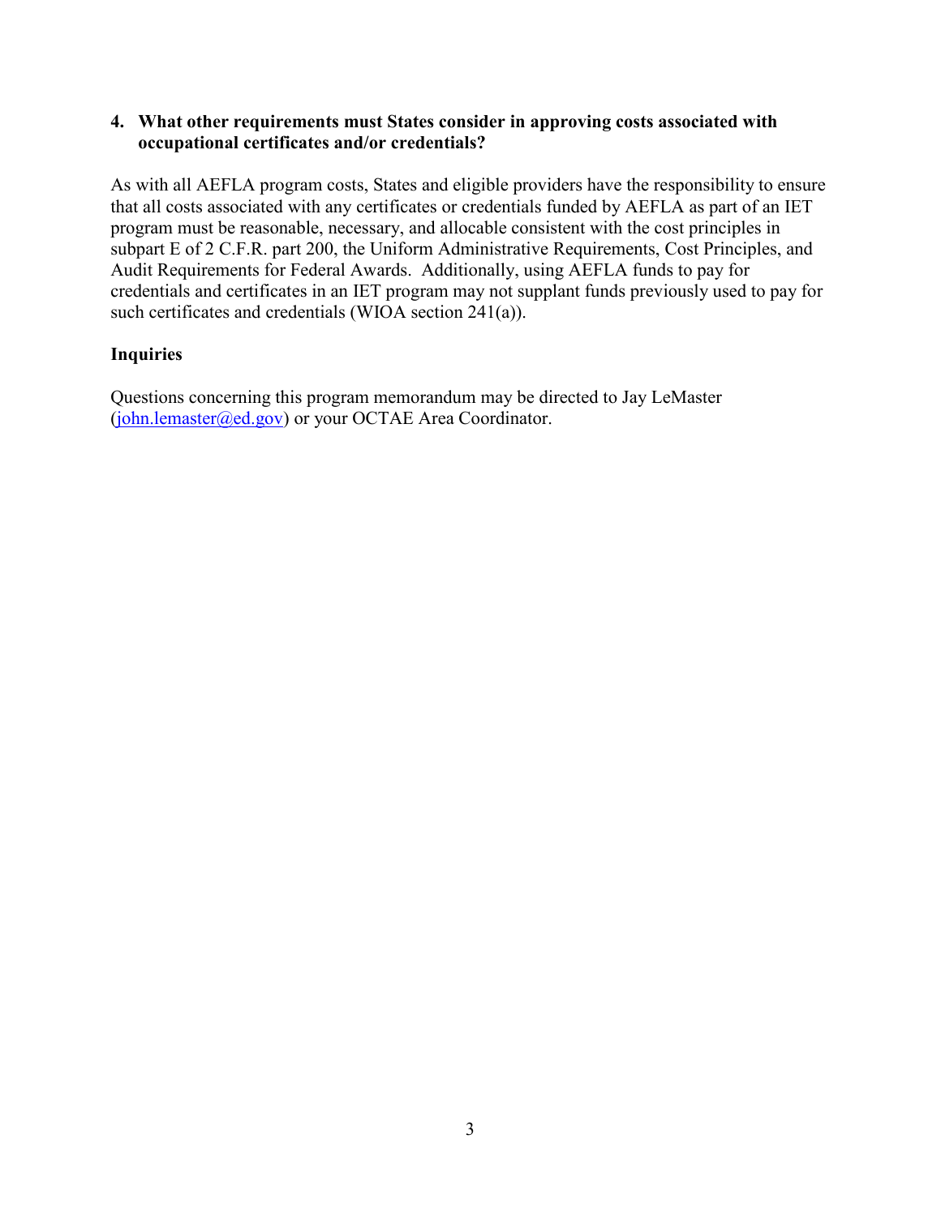**4. What other requirements must States consider in approving costs associated with occupational certificates and/or credentials?**

As with all AEFLA program costs, States and eligible providers have the responsibility to ensure that all costs associated with any certificates or credentials funded by AEFLA as part of an IET program must be reasonable, necessary, and allocable consistent with the cost principles in subpart E of 2 C.F.R. part 200, the Uniform Administrative Requirements, Cost Principles, and Audit Requirements for Federal Awards. Additionally, using AEFLA funds to pay for credentials and certificates in an IET program may not supplant funds previously used to pay for such certificates and credentials (WIOA section 241(a)).

**Inquiries**

Questions concerning this program memorandum may be directed to Jay LeMaster (john.lemaster@ed.gov) or your OCTAE Area Coordinator.